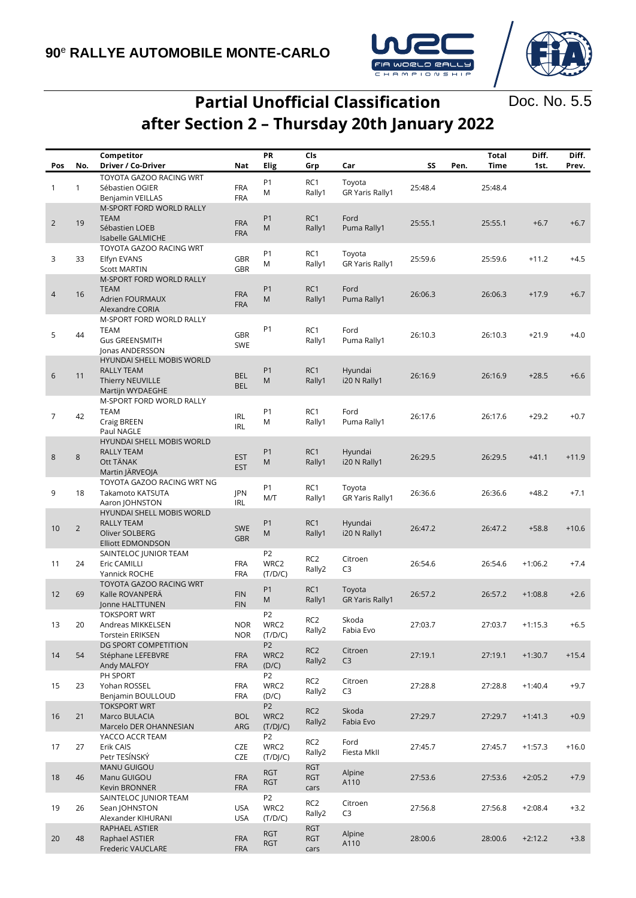# 90[e] RALLYE AUTOMOBILE MONTE-CARLO

## Partial Unofficial Classification after Section 2 – Thursday 20th January 2022

Doc. No. 5.5

| Pos | No. | Competitor Driver / Co-Driver | Nat | PR Elig | Cls Grp | Car | SS | Pen. | Total Time | Diff. 1st. | Diff. Prev. |
|---|---|---|---|---|---|---|---|---|---|---|---|
| 1 | 1 | TOYOTA GAZOO RACING WRT Sébastien OGIER Benjamin VEILLAS | FRA FRA | P1 M | RC1 Rally1 | Toyota GR Yaris Rally1 | 25:48.4 | | 25:48.4 | | |
| 2 | 19 | M-SPORT FORD WORLD RALLY TEAM Sébastien LOEB Isabelle GALMICHE | FRA FRA | P1 M | RC1 Rally1 | Ford Puma Rally1 | 25:55.1 | | 25:55.1 | +6.7 | +6.7 |
| 3 | 33 | TOYOTA GAZOO RACING WRT Elfyn EVANS Scott MARTIN | GBR GBR | P1 M | RC1 Rally1 | Toyota GR Yaris Rally1 | 25:59.6 | | 25:59.6 | +11.2 | +4.5 |
| 4 | 16 | M-SPORT FORD WORLD RALLY TEAM Adrien FOURMAUX Alexandre CORIA | FRA FRA | P1 M | RC1 Rally1 | Ford Puma Rally1 | 26:06.3 | | 26:06.3 | +17.9 | +6.7 |
| 5 | 44 | M-SPORT FORD WORLD RALLY TEAM Gus GREENSMITH Jonas ANDERSSON | GBR SWE | P1 | RC1 Rally1 | Ford Puma Rally1 | 26:10.3 | | 26:10.3 | +21.9 | +4.0 |
| 6 | 11 | HYUNDAI SHELL MOBIS WORLD RALLY TEAM Thierry NEUVILLE Martijn WYDAEGHE | BEL BEL | P1 M | RC1 Rally1 | Hyundai i20 N Rally1 | 26:16.9 | | 26:16.9 | +28.5 | +6.6 |
| 7 | 42 | M-SPORT FORD WORLD RALLY TEAM Craig BREEN Paul NAGLE | IRL IRL | P1 M | RC1 Rally1 | Ford Puma Rally1 | 26:17.6 | | 26:17.6 | +29.2 | +0.7 |
| 8 | 8 | HYUNDAI SHELL MOBIS WORLD RALLY TEAM Ott TÄNAK Martin JÄRVEOJA | EST EST | P1 M | RC1 Rally1 | Hyundai i20 N Rally1 | 26:29.5 | | 26:29.5 | +41.1 | +11.9 |
| 9 | 18 | TOYOTA GAZOO RACING WRT NG Takamoto KATSUTA Aaron JOHNSTON | JPN IRL | P1 M/T | RC1 Rally1 | Toyota GR Yaris Rally1 | 26:36.6 | | 26:36.6 | +48.2 | +7.1 |
| 10 | 2 | HYUNDAI SHELL MOBIS WORLD RALLY TEAM Oliver SOLBERG Elliott EDMONDSON | SWE GBR | P1 M | RC1 Rally1 | Hyundai i20 N Rally1 | 26:47.2 | | 26:47.2 | +58.8 | +10.6 |
| 11 | 24 | SAINTELOC JUNIOR TEAM Eric CAMILLI Yannick ROCHE | FRA FRA | P2 WRC2 (T/D/C) | RC2 Rally2 | Citroen C3 | 26:54.6 | | 26:54.6 | +1:06.2 | +7.4 |
| 12 | 69 | TOYOTA GAZOO RACING WRT Kalle ROVANPERÄ Jonne HALTTUNEN | FIN FIN | P1 M | RC1 Rally1 | Toyota GR Yaris Rally1 | 26:57.2 | | 26:57.2 | +1:08.8 | +2.6 |
| 13 | 20 | TOKSPORT WRT Andreas MIKKELSEN Torstein ERIKSEN | NOR NOR | P2 WRC2 (T/D/C) | RC2 Rally2 | Skoda Fabia Evo | 27:03.7 | | 27:03.7 | +1:15.3 | +6.5 |
| 14 | 54 | DG SPORT COMPETITION Stéphane LEFEBVRE Andy MALFOY | FRA FRA | P2 WRC2 (D/C) | RC2 Rally2 | Citroen C3 | 27:19.1 | | 27:19.1 | +1:30.7 | +15.4 |
| 15 | 23 | PH SPORT Yohan ROSSEL Benjamin BOULLOUD | FRA FRA | P2 WRC2 (D/C) | RC2 Rally2 | Citroen C3 | 27:28.8 | | 27:28.8 | +1:40.4 | +9.7 |
| 16 | 21 | TOKSPORT WRT Marco BULACIA Marcelo DER OHANNESIAN | BOL ARG | P2 WRC2 (T/DJ/C) | RC2 Rally2 | Skoda Fabia Evo | 27:29.7 | | 27:29.7 | +1:41.3 | +0.9 |
| 17 | 27 | YACCO ACCR TEAM Erik CAIS Petr TESÍNSKÝ | CZE CZE | P2 WRC2 (T/DJ/C) | RC2 Rally2 | Ford Fiesta MkII | 27:45.7 | | 27:45.7 | +1:57.3 | +16.0 |
| 18 | 46 | MANU GUIGOU Manu GUIGOU Kevin BRONNER | FRA FRA | RGT RGT | RGT RGT cars | Alpine A110 | 27:53.6 | | 27:53.6 | +2:05.2 | +7.9 |
| 19 | 26 | SAINTELOC JUNIOR TEAM Sean JOHNSTON Alexander KIHURANI | USA USA | P2 WRC2 (T/D/C) | RC2 Rally2 | Citroen C3 | 27:56.8 | | 27:56.8 | +2:08.4 | +3.2 |
| 20 | 48 | RAPHAEL ASTIER Raphael ASTIER Frederic VAUCLARE | FRA FRA | RGT RGT | RGT RGT cars | Alpine A110 | 28:00.6 | | 28:00.6 | +2:12.2 | +3.8 |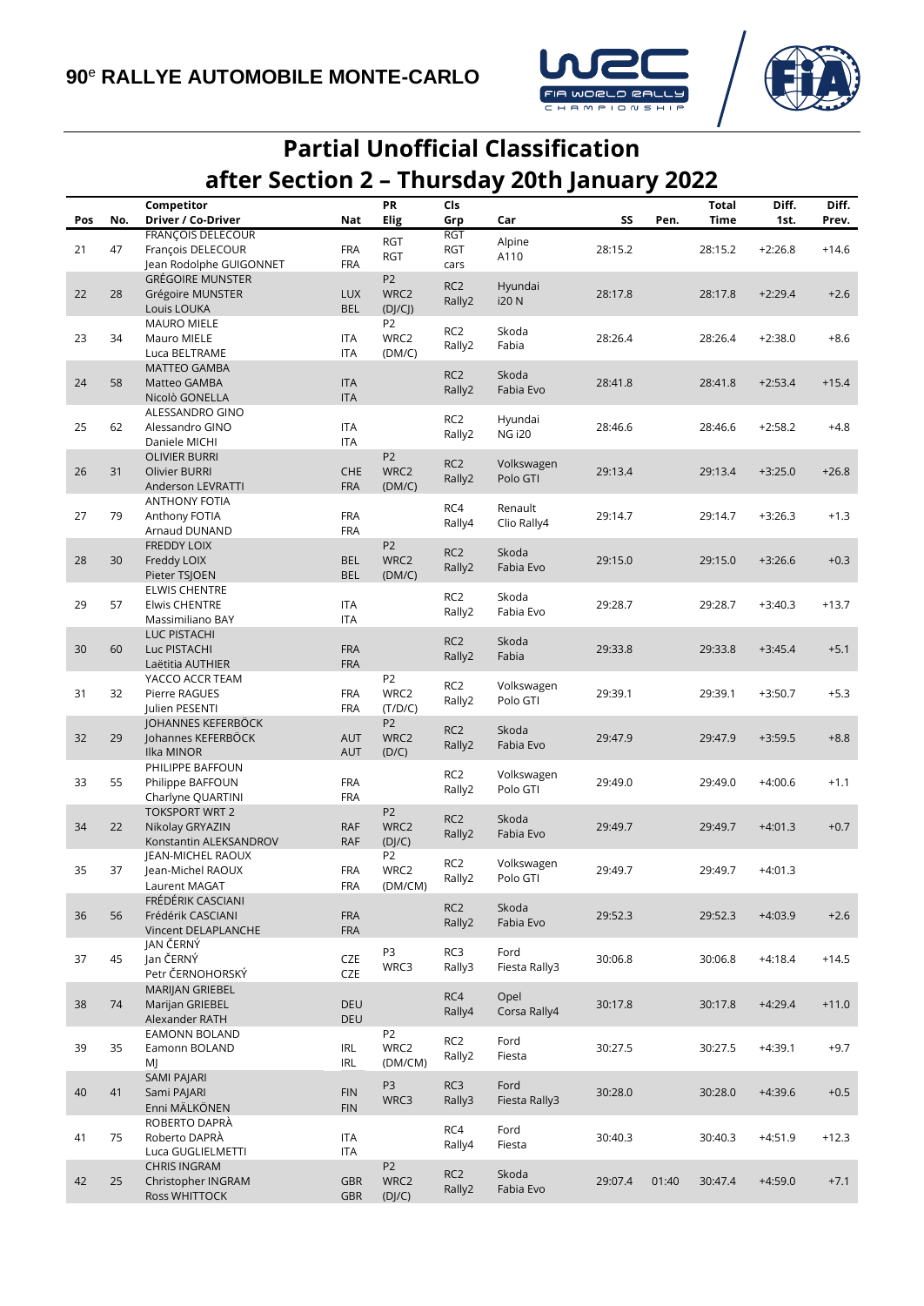**90[e] RALLYE AUTOMOBILE MONTE-CARLO**

# Partial Unofficial Classification
# after Section 2 – Thursday 20th January 2022

| Pos | No. | Competitor<br>Driver / Co-Driver | Nat | PR<br>Elig | Cls<br>Grp | Car | SS | Pen. | Total<br>Time | Diff.<br>1st. | Diff.<br>Prev. |
|---|---|---|---|---|---|---|---|---|---|---|---|
| 21 | 47 | FRANÇOIS DELECOUR<br>François DELECOUR<br>Jean Rodolphe GUIGONNET | FRA<br>FRA | RGT<br>RGT | RGT<br>RGT<br>cars | Alpine<br>A110 | 28:15.2 | | 28:15.2 | +2:26.8 | +14.6 |
| 22 | 28 | GRÉGOIRE MUNSTER<br>Grégoire MUNSTER<br>Louis LOUKA | LUX<br>BEL | P2<br>WRC2<br>(DJ/CJ) | RC2<br>Rally2 | Hyundai<br>i20 N | 28:17.8 | | 28:17.8 | +2:29.4 | +2.6 |
| 23 | 34 | MAURO MIELE<br>Mauro MIELE<br>Luca BELTRAME | ITA<br>ITA | P2<br>WRC2<br>(DM/C) | RC2<br>Rally2 | Skoda<br>Fabia | 28:26.4 | | 28:26.4 | +2:38.0 | +8.6 |
| 24 | 58 | MATTEO GAMBA<br>Matteo GAMBA<br>Nicolò GONELLA | ITA<br>ITA | | RC2<br>Rally2 | Skoda<br>Fabia Evo | 28:41.8 | | 28:41.8 | +2:53.4 | +15.4 |
| 25 | 62 | ALESSANDRO GINO<br>Alessandro GINO<br>Daniele MICHI | ITA<br>ITA | | RC2<br>Rally2 | Hyundai<br>NG i20 | 28:46.6 | | 28:46.6 | +2:58.2 | +4.8 |
| 26 | 31 | OLIVIER BURRI<br>Olivier BURRI<br>Anderson LEVRATTI | CHE<br>FRA | P2<br>WRC2<br>(DM/C) | RC2<br>Rally2 | Volkswagen<br>Polo GTI | 29:13.4 | | 29:13.4 | +3:25.0 | +26.8 |
| 27 | 79 | ANTHONY FOTIA<br>Anthony FOTIA<br>Arnaud DUNAND | FRA<br>FRA | | RC4<br>Rally4 | Renault<br>Clio Rally4 | 29:14.7 | | 29:14.7 | +3:26.3 | +1.3 |
| 28 | 30 | FREDDY LOIX<br>Freddy LOIX<br>Pieter TSJOEN | BEL<br>BEL | P2<br>WRC2<br>(DM/C) | RC2<br>Rally2 | Skoda<br>Fabia Evo | 29:15.0 | | 29:15.0 | +3:26.6 | +0.3 |
| 29 | 57 | ELWIS CHENTRE<br>Elwis CHENTRE<br>Massimiliano BAY | ITA<br>ITA | | RC2<br>Rally2 | Skoda<br>Fabia Evo | 29:28.7 | | 29:28.7 | +3:40.3 | +13.7 |
| 30 | 60 | LUC PISTACHI<br>Luc PISTACHI<br>Laëtitia AUTHIER | FRA<br>FRA | | RC2<br>Rally2 | Skoda<br>Fabia | 29:33.8 | | 29:33.8 | +3:45.4 | +5.1 |
| 31 | 32 | YACCO ACCR TEAM<br>Pierre RAGUES<br>Julien PESENTI | FRA<br>FRA | P2<br>WRC2<br>(T/D/C) | RC2<br>Rally2 | Volkswagen<br>Polo GTI | 29:39.1 | | 29:39.1 | +3:50.7 | +5.3 |
| 32 | 29 | JOHANNES KEFERBÖCK<br>Johannes KEFERBÖCK<br>Ilka MINOR | AUT<br>AUT | P2<br>WRC2<br>(D/C) | RC2<br>Rally2 | Skoda<br>Fabia Evo | 29:47.9 | | 29:47.9 | +3:59.5 | +8.8 |
| 33 | 55 | PHILIPPE BAFFOUN<br>Philippe BAFFOUN<br>Charlyne QUARTINI | FRA<br>FRA | | RC2<br>Rally2 | Volkswagen<br>Polo GTI | 29:49.0 | | 29:49.0 | +4:00.6 | +1.1 |
| 34 | 22 | TOKSPORT WRT 2<br>Nikolay GRYAZIN<br>Konstantin ALEKSANDROV | RAF<br>RAF | P2<br>WRC2<br>(DJ/C) | RC2<br>Rally2 | Skoda<br>Fabia Evo | 29:49.7 | | 29:49.7 | +4:01.3 | +0.7 |
| 35 | 37 | JEAN-MICHEL RAOUX<br>Jean-Michel RAOUX<br>Laurent MAGAT | FRA<br>FRA | P2<br>WRC2<br>(DM/CM) | RC2<br>Rally2 | Volkswagen<br>Polo GTI | 29:49.7 | | 29:49.7 | +4:01.3 | |
| 36 | 56 | FRÉDÉRIK CASCIANI<br>Frédérik CASCIANI<br>Vincent DELAPLANCHE | FRA<br>FRA | | RC2<br>Rally2 | Skoda<br>Fabia Evo | 29:52.3 | | 29:52.3 | +4:03.9 | +2.6 |
| 37 | 45 | JAN ČERNÝ<br>Jan ČERNÝ<br>Petr ČERNOHORSKÝ | CZE<br>CZE | P3<br>WRC3 | RC3<br>Rally3 | Ford<br>Fiesta Rally3 | 30:06.8 | | 30:06.8 | +4:18.4 | +14.5 |
| 38 | 74 | MARIJAN GRIEBEL<br>Marijan GRIEBEL<br>Alexander RATH | DEU<br>DEU | | RC4<br>Rally4 | Opel<br>Corsa Rally4 | 30:17.8 | | 30:17.8 | +4:29.4 | +11.0 |
| 39 | 35 | EAMONN BOLAND<br>Eamonn BOLAND<br>MJ | IRL<br>IRL | P2<br>WRC2<br>(DM/CM) | RC2<br>Rally2 | Ford<br>Fiesta | 30:27.5 | | 30:27.5 | +4:39.1 | +9.7 |
| 40 | 41 | SAMI PAJARI<br>Sami PAJARI<br>Enni MÄLKÖNEN | FIN<br>FIN | P3<br>WRC3 | RC3<br>Rally3 | Ford<br>Fiesta Rally3 | 30:28.0 | | 30:28.0 | +4:39.6 | +0.5 |
| 41 | 75 | ROBERTO DAPRÀ<br>Roberto DAPRÀ<br>Luca GUGLIELMETTI | ITA<br>ITA | | RC4<br>Rally4 | Ford<br>Fiesta | 30:40.3 | | 30:40.3 | +4:51.9 | +12.3 |
| 42 | 25 | CHRIS INGRAM<br>Christopher INGRAM<br>Ross WHITTOCK | GBR<br>GBR | P2<br>WRC2<br>(DJ/C) | RC2<br>Rally2 | Skoda<br>Fabia Evo | 29:07.4 | 01:40 | 30:47.4 | +4:59.0 | +7.1 |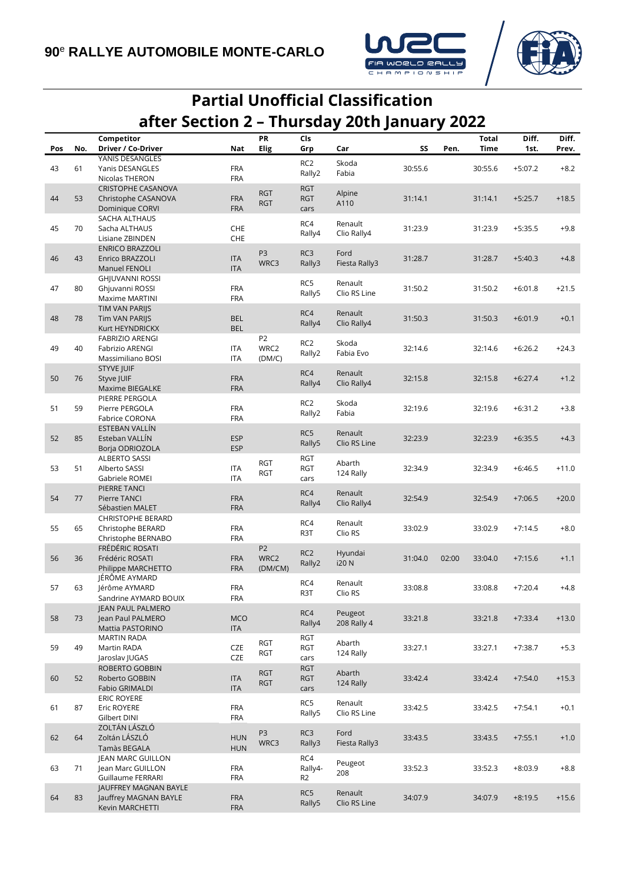# 90e RALLYE AUTOMOBILE MONTE-CARLO

## Partial Unofficial Classification
## after Section 2 – Thursday 20th January 2022

| Pos | No. | Competitor<br>Driver / Co-Driver | Nat | PR<br>Elig | Cls<br>Grp | Car | SS | Pen. | Total<br>Time | Diff.<br>1st. | Diff.<br>Prev. |
|---|---|---|---|---|---|---|---|---|---|---|---|
| 43 | 61 | YANIS DESANGLES<br>Yanis DESANGLES<br>Nicolas THERON | FRA<br>FRA | | RC2<br>Rally2 | Skoda<br>Fabia | 30:55.6 | | 30:55.6 | +5:07.2 | +8.2 |
| 44 | 53 | CRISTOPHE CASANOVA<br>Christophe CASANOVA<br>Dominique CORVI | FRA<br>FRA | RGT<br>RGT | RGT<br>RGT<br>cars | Alpine<br>A110 | 31:14.1 | | 31:14.1 | +5:25.7 | +18.5 |
| 45 | 70 | SACHA ALTHAUS<br>Sacha ALTHAUS<br>Lisiane ZBINDEN | CHE<br>CHE | | RC4<br>Rally4 | Renault<br>Clio Rally4 | 31:23.9 | | 31:23.9 | +5:35.5 | +9.8 |
| 46 | 43 | ENRICO BRAZZOLI<br>Enrico BRAZZOLI<br>Manuel FENOLI | ITA<br>ITA | P3<br>WRC3 | RC3<br>Rally3 | Ford<br>Fiesta Rally3 | 31:28.7 | | 31:28.7 | +5:40.3 | +4.8 |
| 47 | 80 | GHJUVANNI ROSSI<br>Ghjuvanni ROSSI<br>Maxime MARTINI | FRA<br>FRA | | RC5<br>Rally5 | Renault<br>Clio RS Line | 31:50.2 | | 31:50.2 | +6:01.8 | +21.5 |
| 48 | 78 | TIM VAN PARIJS<br>Tim VAN PARIJS<br>Kurt HEYNDRICKX | BEL<br>BEL | | RC4<br>Rally4 | Renault<br>Clio Rally4 | 31:50.3 | | 31:50.3 | +6:01.9 | +0.1 |
| 49 | 40 | FABRIZIO ARENGI<br>Fabrizio ARENGI<br>Massimiliano BOSI | ITA<br>ITA | P2<br>WRC2<br>(DM/C) | RC2<br>Rally2 | Skoda<br>Fabia Evo | 32:14.6 | | 32:14.6 | +6:26.2 | +24.3 |
| 50 | 76 | STYVE JUIF<br>Styve JUIF<br>Maxime BIEGALKE | FRA<br>FRA | | RC4<br>Rally4 | Renault<br>Clio Rally4 | 32:15.8 | | 32:15.8 | +6:27.4 | +1.2 |
| 51 | 59 | PIERRE PERGOLA<br>Pierre PERGOLA<br>Fabrice CORONA | FRA<br>FRA | | RC2<br>Rally2 | Skoda<br>Fabia | 32:19.6 | | 32:19.6 | +6:31.2 | +3.8 |
| 52 | 85 | ESTEBAN VALLÍN<br>Esteban VALLÍN<br>Borja ODRIOZOLA | ESP<br>ESP | | RC5<br>Rally5 | Renault<br>Clio RS Line | 32:23.9 | | 32:23.9 | +6:35.5 | +4.3 |
| 53 | 51 | ALBERTO SASSI<br>Alberto SASSI<br>Gabriele ROMEI | ITA<br>ITA | RGT<br>RGT | RGT<br>RGT<br>cars | Abarth<br>124 Rally | 32:34.9 | | 32:34.9 | +6:46.5 | +11.0 |
| 54 | 77 | PIERRE TANCI<br>Pierre TANCI<br>Sébastien MALET | FRA<br>FRA | | RC4<br>Rally4 | Renault<br>Clio Rally4 | 32:54.9 | | 32:54.9 | +7:06.5 | +20.0 |
| 55 | 65 | CHRISTOPHE BERARD<br>Christophe BERARD<br>Christophe BERNABO | FRA<br>FRA | | RC4<br>R3T | Renault<br>Clio RS | 33:02.9 | | 33:02.9 | +7:14.5 | +8.0 |
| 56 | 36 | FRÉDÉRIC ROSATI<br>Frédéric ROSATI<br>Philippe MARCHETTO | FRA<br>FRA | P2<br>WRC2<br>(DM/CM) | RC2<br>Rally2 | Hyundai<br>i20 N | 31:04.0 | 02:00 | 33:04.0 | +7:15.6 | +1.1 |
| 57 | 63 | JÉRÔME AYMARD<br>Jérôme AYMARD<br>Sandrine AYMARD BOUIX | FRA<br>FRA | | RC4<br>R3T | Renault<br>Clio RS | 33:08.8 | | 33:08.8 | +7:20.4 | +4.8 |
| 58 | 73 | JEAN PAUL PALMERO<br>Jean Paul PALMERO<br>Mattia PASTORINO | MCO<br>ITA | | RC4<br>Rally4 | Peugeot<br>208 Rally 4 | 33:21.8 | | 33:21.8 | +7:33.4 | +13.0 |
| 59 | 49 | MARTIN RADA<br>Martin RADA<br>Jaroslav JUGAS | CZE<br>CZE | RGT<br>RGT | RGT<br>RGT<br>cars | Abarth<br>124 Rally | 33:27.1 | | 33:27.1 | +7:38.7 | +5.3 |
| 60 | 52 | ROBERTO GOBBIN<br>Roberto GOBBIN<br>Fabio GRIMALDI | ITA<br>ITA | RGT<br>RGT | RGT<br>RGT<br>cars | Abarth<br>124 Rally | 33:42.4 | | 33:42.4 | +7:54.0 | +15.3 |
| 61 | 87 | ERIC ROYERE<br>Eric ROYERE<br>Gilbert DINI | FRA<br>FRA | | RC5<br>Rally5 | Renault<br>Clio RS Line | 33:42.5 | | 33:42.5 | +7:54.1 | +0.1 |
| 62 | 64 | ZOLTÁN LÁSZLÓ<br>Zoltán LÁSZLÓ<br>Tamàs BEGALA | HUN<br>HUN | P3<br>WRC3 | RC3<br>Rally3 | Ford<br>Fiesta Rally3 | 33:43.5 | | 33:43.5 | +7:55.1 | +1.0 |
| 63 | 71 | JEAN MARC GUILLON<br>Jean Marc GUILLON<br>Guillaume FERRARI | FRA<br>FRA | | RC4<br>Rally4-<br>R2 | Peugeot<br>208 | 33:52.3 | | 33:52.3 | +8:03.9 | +8.8 |
| 64 | 83 | JAUFFREY MAGNAN BAYLE<br>Jauffrey MAGNAN BAYLE<br>Kevin MARCHETTI | FRA<br>FRA | | RC5<br>Rally5 | Renault<br>Clio RS Line | 34:07.9 | | 34:07.9 | +8:19.5 | +15.6 |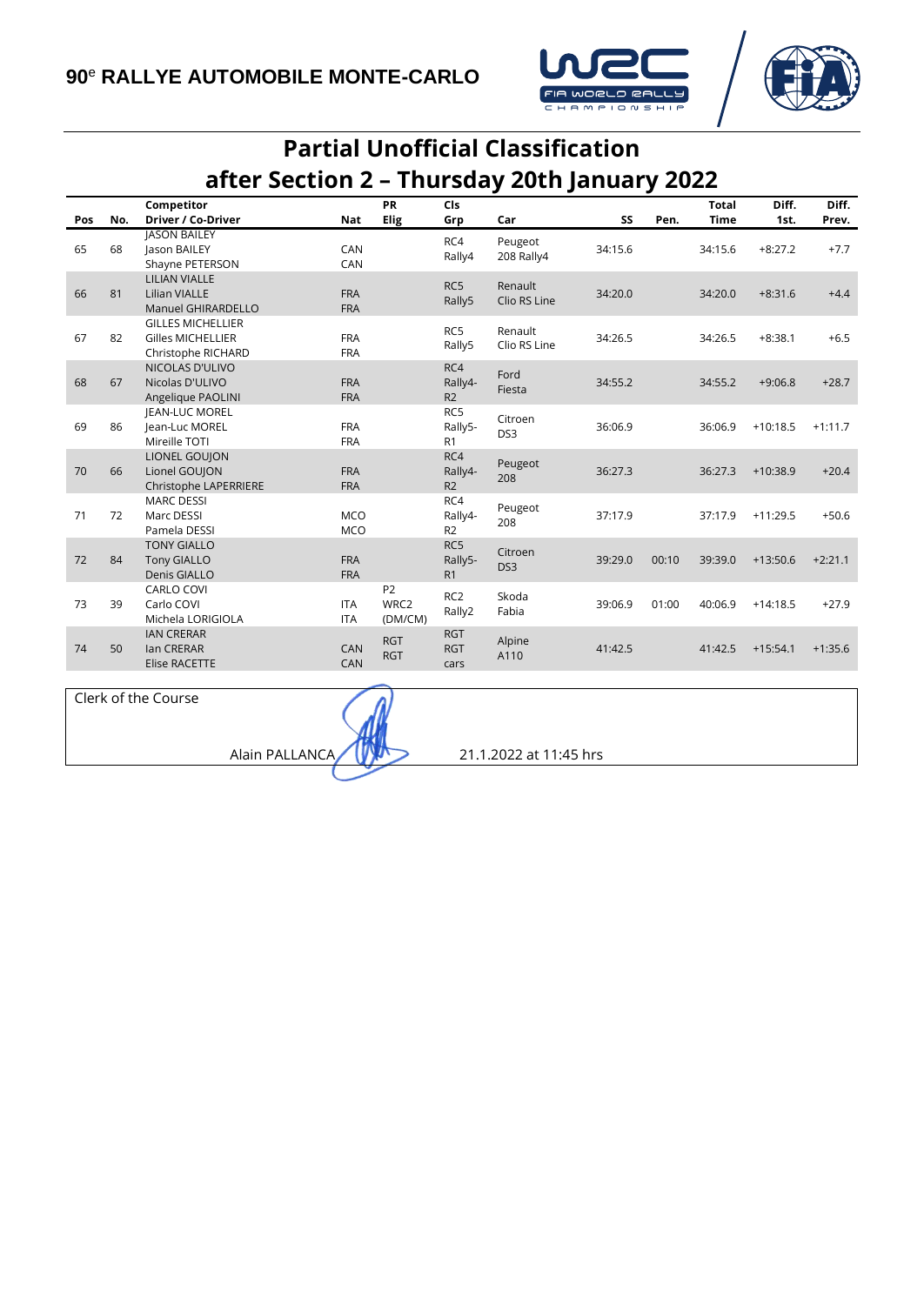## 90e RALLYE AUTOMOBILE MONTE-CARLO

# Partial Unofficial Classification
# after Section 2 – Thursday 20th January 2022

| Pos | No. | Competitor Driver / Co-Driver | Nat | PR Elig | Cls Grp | Car | SS | Pen. | Total Time | Diff. 1st. | Diff. Prev. |
|---|---|---|---|---|---|---|---|---|---|---|---|
| 65 | 68 | JASON BAILEY<br>Jason BAILEY<br>Shayne PETERSON | CAN<br>CAN | | RC4<br>Rally4 | Peugeot<br>208 Rally4 | 34:15.6 | | 34:15.6 | +8:27.2 | +7.7 |
| 66 | 81 | LILIAN VIALLE<br>Lilian VIALLE<br>Manuel GHIRARDELLO | FRA<br>FRA | | RC5<br>Rally5 | Renault<br>Clio RS Line | 34:20.0 | | 34:20.0 | +8:31.6 | +4.4 |
| 67 | 82 | GILLES MICHELLIER<br>Gilles MICHELLIER<br>Christophe RICHARD | FRA<br>FRA | | RC5<br>Rally5 | Renault<br>Clio RS Line | 34:26.5 | | 34:26.5 | +8:38.1 | +6.5 |
| 68 | 67 | NICOLAS D'ULIVO<br>Nicolas D'ULIVO<br>Angelique PAOLINI | FRA<br>FRA | | RC4<br>Rally4-<br>R2 | Ford<br>Fiesta | 34:55.2 | | 34:55.2 | +9:06.8 | +28.7 |
| 69 | 86 | JEAN-LUC MOREL<br>Jean-Luc MOREL<br>Mireille TOTI | FRA<br>FRA | | RC5<br>Rally5-<br>R1 | Citroen<br>DS3 | 36:06.9 | | 36:06.9 | +10:18.5 | +1:11.7 |
| 70 | 66 | LIONEL GOUJON<br>Lionel GOUJON<br>Christophe LAPERRIERE | FRA<br>FRA | | RC4<br>Rally4-<br>R2 | Peugeot<br>208 | 36:27.3 | | 36:27.3 | +10:38.9 | +20.4 |
| 71 | 72 | MARC DESSI<br>Marc DESSI<br>Pamela DESSI | MCO<br>MCO | | RC4<br>Rally4-<br>R2 | Peugeot<br>208 | 37:17.9 | | 37:17.9 | +11:29.5 | +50.6 |
| 72 | 84 | TONY GIALLO<br>Tony GIALLO<br>Denis GIALLO | FRA<br>FRA | | RC5<br>Rally5-<br>R1 | Citroen<br>DS3 | 39:29.0 | 00:10 | 39:39.0 | +13:50.6 | +2:21.1 |
| 73 | 39 | CARLO COVI<br>Carlo COVI<br>Michela LORIGIOLA | ITA<br>ITA | P2<br>WRC2<br>(DM/CM) | RC2<br>Rally2 | Skoda<br>Fabia | 39:06.9 | 01:00 | 40:06.9 | +14:18.5 | +27.9 |
| 74 | 50 | IAN CRERAR<br>Ian CRERAR<br>Elise RACETTE | CAN<br>CAN | RGT<br>RGT | RGT<br>RGT<br>cars | Alpine<br>A110 | 41:42.5 | | 41:42.5 | +15:54.1 | +1:35.6 |

Clerk of the Course

Alain PALLANCA

21.1.2022 at 11:45 hrs